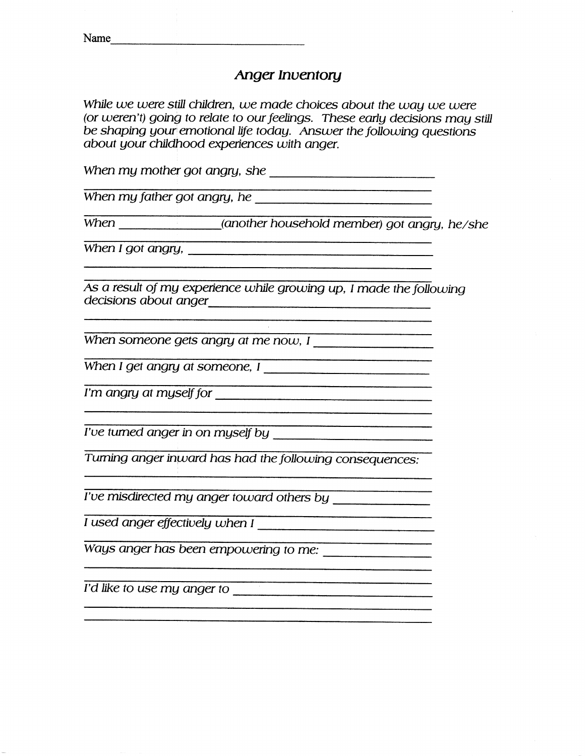Name\_\_\_\_\_\_\_\_\_\_\_\_\_\_\_\_\_\_\_\_\_\_\_\_\_\_\_\_\_\_\_\_

## *Anger Inventory*

*While we were still children, we made choices about the way we were (or weren't) going to relate to our feelings. These early decisions may still be shaping your emotional life today. Answer the following questions about your childhood experiences with anger.*

*When my mother got angry, she* \_\_\_\_\_\_\_\_\_\_\_\_\_\_\_\_\_\_\_\_\_\_\_\_\_\_

\_\_\_\_\_\_\_\_\_\_\_\_\_\_\_\_\_\_\_\_\_\_\_\_\_\_\_\_\_\_\_\_\_\_\_\_\_\_\_\_\_\_\_\_\_\_\_\_\_\_\_\_\_\_\_\_\_\_\_\_

*When my father got angry, he* \_\_\_\_\_\_\_\_\_\_\_\_\_\_\_\_\_\_\_\_\_\_\_\_\_\_\_

\_\_\_\_\_\_\_\_\_\_\_\_\_\_\_\_\_\_\_\_\_\_\_\_\_\_\_\_\_\_\_\_\_\_\_\_\_\_\_\_\_\_\_\_\_\_\_\_\_\_\_\_\_\_\_\_\_\_\_\_

*When* \_\_\_\_\_\_\_\_\_\_\_\_\_\_\_\_*(another household member) got angry, he/she*

\_\_\_\_\_\_\_\_\_\_\_\_\_\_\_\_\_\_\_\_\_\_\_\_\_\_\_\_\_\_\_\_\_\_\_\_\_\_\_\_\_\_\_\_\_\_\_\_\_\_\_\_\_\_\_\_\_\_\_\_

*When I got angry,* \_\_\_\_\_\_\_\_\_\_\_\_\_\_\_\_\_\_\_\_\_\_\_\_\_\_\_\_\_\_\_\_\_\_\_\_\_\_\_\_\_\_\_\_

\_\_\_\_\_\_\_\_\_\_\_\_\_\_\_\_\_\_\_\_\_\_\_\_\_\_\_\_\_\_\_\_\_\_\_\_\_\_\_\_\_\_\_\_\_\_\_\_\_\_\_\_\_\_\_\_\_\_\_\_

\_\_\_\_\_\_\_\_\_\_\_\_\_\_\_\_\_\_\_\_\_\_\_\_\_\_\_\_\_\_\_\_\_\_\_\_\_\_\_\_\_\_\_\_\_\_\_\_\_\_\_\_\_\_\_\_\_\_\_\_

*As a result of my experience while growing up, I made the following decisions about anger*\_\_\_\_\_\_\_\_\_\_\_\_\_\_\_\_\_\_\_\_\_\_\_\_\_\_\_\_\_\_\_\_\_\_\_\_\_\_\_\_\_\_

\_\_\_\_\_\_\_\_\_\_\_\_\_\_\_\_\_\_\_\_\_\_\_\_\_\_\_\_\_\_\_\_\_\_\_\_\_\_\_\_\_\_\_\_\_\_\_\_\_\_\_\_\_\_\_\_\_\_\_\_

\_\_\_\_\_\_\_\_\_\_\_\_\_\_\_\_\_\_\_\_\_\_\_\_\_\_\_\_\_\_\_\_\_\_\_\_\_\_\_\_\_\_\_\_\_\_\_\_\_\_\_\_\_\_\_\_\_\_\_\_

*When someone gets angry at me now, I* \_\_\_\_\_\_\_\_\_\_\_\_\_\_\_\_\_\_\_\_

\_\_\_\_\_\_\_\_\_\_\_\_\_\_\_\_\_\_\_\_\_\_\_\_\_\_\_\_\_\_\_\_\_\_\_\_\_\_\_\_\_\_\_\_\_\_\_\_\_\_\_\_\_\_\_\_\_\_\_\_

*When I get angry at someone, I* \_\_\_\_\_\_\_\_\_\_\_\_\_\_\_\_\_\_\_\_\_\_\_\_\_\_\_

\_\_\_\_\_\_\_\_\_\_\_\_\_\_\_\_\_\_\_\_\_\_\_\_\_\_\_\_\_\_\_\_\_\_\_\_\_\_\_\_\_\_\_\_\_\_\_\_\_\_\_\_\_\_\_\_\_\_\_\_

*I'm angry at myself for* \_\_\_\_\_\_\_\_\_\_\_\_\_\_\_\_\_\_\_\_\_\_\_\_\_\_\_\_\_\_\_\_\_\_\_\_\_\_

\_\_\_\_\_\_\_\_\_\_\_\_\_\_\_\_\_\_\_\_\_\_\_\_\_\_\_\_\_\_\_\_\_\_\_\_\_\_\_\_\_\_\_\_\_\_\_\_\_\_\_\_\_\_\_\_\_\_\_\_

\_\_\_\_\_\_\_\_\_\_\_\_\_\_\_\_\_\_\_\_\_\_\_\_\_\_\_\_\_\_\_\_\_\_\_\_\_\_\_\_\_\_\_\_\_\_\_\_\_\_\_\_\_\_\_\_\_\_\_\_

*I've turned anger in on myself by* \_\_\_\_\_\_\_\_\_\_\_\_\_\_\_\_\_\_\_\_\_\_\_\_\_\_\_

\_\_\_\_\_\_\_\_\_\_\_\_\_\_\_\_\_\_\_\_\_\_\_\_\_\_\_\_\_\_\_\_\_\_\_\_\_\_\_\_\_\_\_\_\_\_\_\_\_\_\_\_\_\_\_\_\_\_\_\_

*Turning anger inward has had the following consequences:*

\_\_\_\_\_\_\_\_\_\_\_\_\_\_\_\_\_\_\_\_\_\_\_\_\_\_\_\_\_\_\_\_\_\_\_\_\_\_\_\_\_\_\_\_\_\_\_\_\_\_\_\_\_\_\_\_\_\_\_\_

\_\_\_\_\_\_\_\_\_\_\_\_\_\_\_\_\_\_\_\_\_\_\_\_\_\_\_\_\_\_\_\_\_\_\_\_\_\_\_\_\_\_\_\_\_\_\_\_\_\_\_\_\_\_\_\_\_\_\_\_

*I've misdirected my anger toward others by* \_\_\_\_\_\_\_\_\_\_\_\_\_\_\_

\_\_\_\_\_\_\_\_\_\_\_\_\_\_\_\_\_\_\_\_\_\_\_\_\_\_\_\_\_\_\_\_\_\_\_\_\_\_\_\_\_\_\_\_\_\_\_\_\_\_\_\_\_\_\_\_\_\_\_\_

*I used anger effectively when I* \_\_\_\_\_\_\_\_\_\_\_\_\_\_\_\_\_\_\_\_\_\_\_\_\_\_\_\_

\_\_\_\_\_\_\_\_\_\_\_\_\_\_\_\_\_\_\_\_\_\_\_\_\_\_\_\_\_\_\_\_\_\_\_\_\_\_\_\_\_\_\_\_\_\_\_\_\_\_\_\_\_\_\_\_\_\_\_\_

*Ways anger has been empowering to me:* \_\_\_\_\_\_\_\_\_\_\_\_\_\_\_\_\_\_

\_\_\_\_\_\_\_\_\_\_\_\_\_\_\_\_\_\_\_\_\_\_\_\_\_\_\_\_\_\_\_\_\_\_\_\_\_\_\_\_\_\_\_\_\_\_\_\_\_\_\_\_\_\_\_\_\_\_\_\_

\_\_\_\_\_\_\_\_\_\_\_\_\_\_\_\_\_\_\_\_\_\_\_\_\_\_\_\_\_\_\_\_\_\_\_\_\_\_\_\_\_\_\_\_\_\_\_\_\_\_\_\_\_\_\_\_\_\_\_\_

*I'd like to use my anger to* \_\_\_\_\_\_\_\_\_\_\_\_\_\_\_\_\_\_\_\_\_\_\_\_\_\_\_\_\_\_\_\_\_\_

\_\_\_\_\_\_\_\_\_\_\_\_\_\_\_\_\_\_\_\_\_\_\_\_\_\_\_\_\_\_\_\_\_\_\_\_\_\_\_\_\_\_\_\_\_\_\_\_\_\_\_\_\_\_\_\_\_\_\_\_

\_\_\_\_\_\_\_\_\_\_\_\_\_\_\_\_\_\_\_\_\_\_\_\_\_\_\_\_\_\_\_\_\_\_\_\_\_\_\_\_\_\_\_\_\_\_\_\_\_\_\_\_\_\_\_\_\_\_\_\_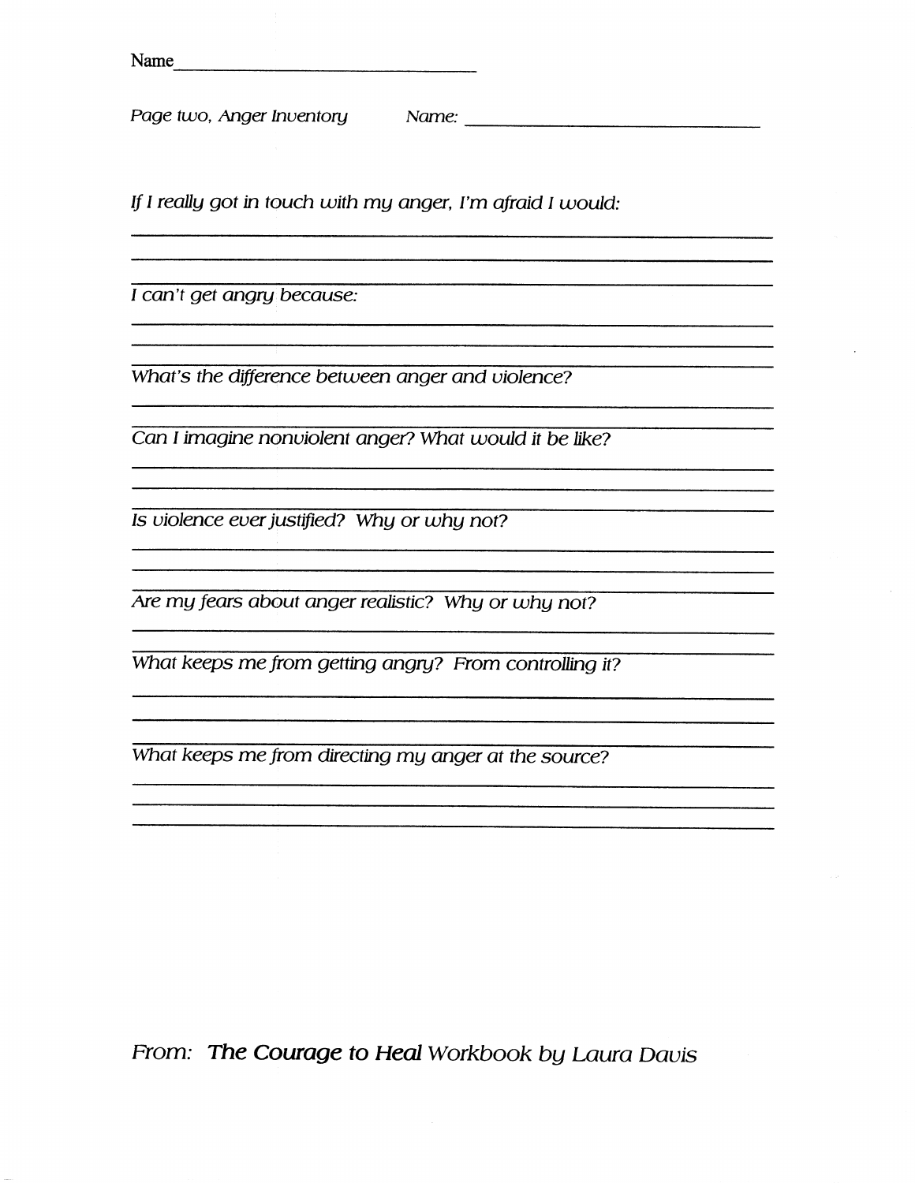Name________________________________

*Page two, Anger Inventory*  *Name:* ________________________________

*If I really got in touch with my anger, I'm afraid I would:*

________________________________________________________________

________________________________________________________________

________________________________________________________________

*I can't get angry because:*

________________________________________________________________

________________________________________________________________

________________________________________________________________

*What's the difference between anger and violence?*

________________________________________________________________

________________________________________________________________

*Can I imagine nonviolent anger? What would it be like?*

________________________________________________________________

________________________________________________________________

________________________________________________________________

*Is violence ever justified? Why or why not?*

________________________________________________________________

________________________________________________________________

________________________________________________________________

*Are my fears about anger realistic? Why or why not?*

________________________________________________________________

________________________________________________________________

*What keeps me from getting angry? From controlling it?*

________________________________________________________________

________________________________________________________________

________________________________________________________________

*What keeps me from directing my anger at the source?*

________________________________________________________________

________________________________________________________________

________________________________________________________________

*From:* ***The Courage to Heal*** *Workbook by Laura Davis*